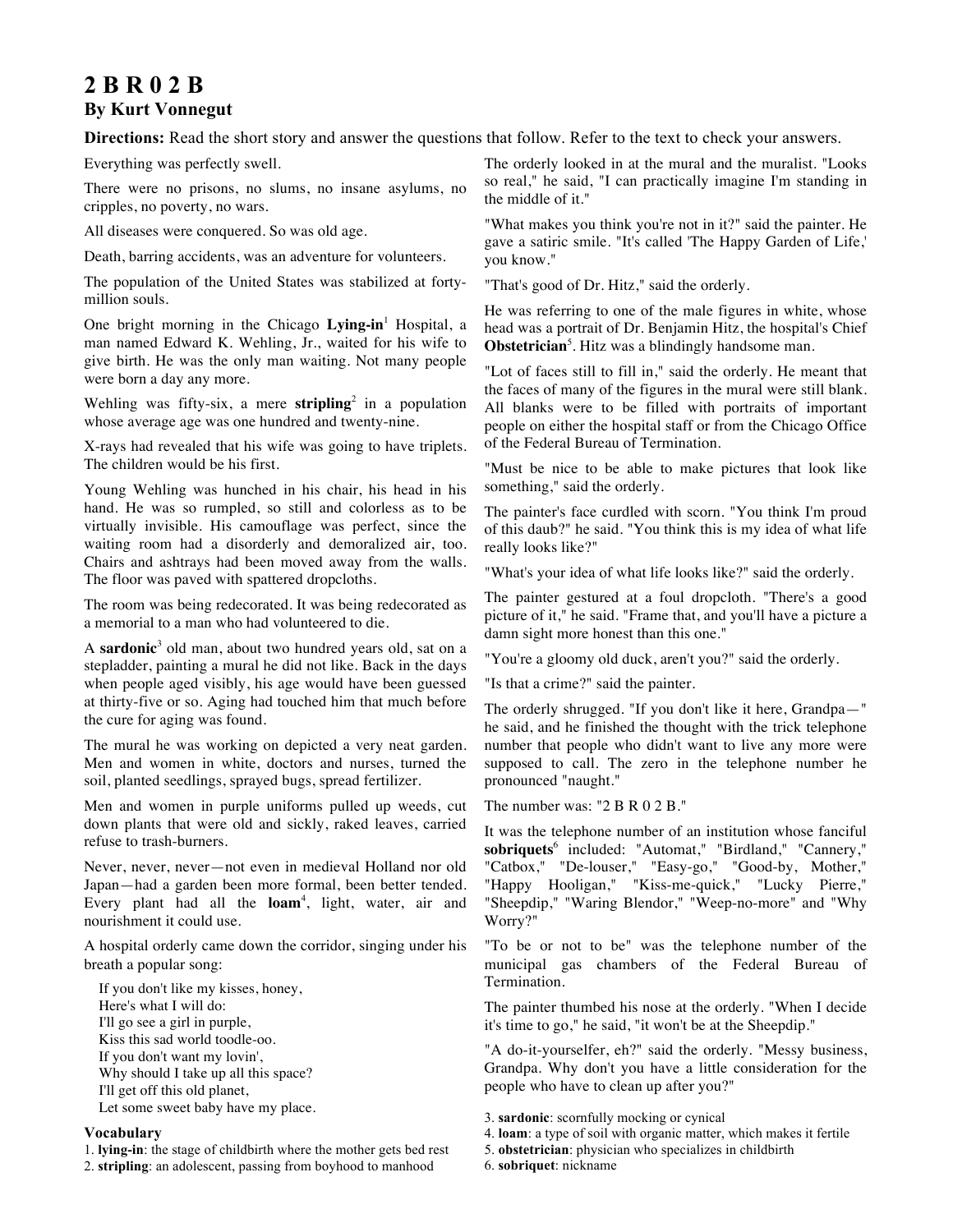# 2 B R 0 2 B

## By Kurt Vonnegut

**Directions:** Read the short story and answer the questions that follow. Refer to the text to check your answers.

Everything was perfectly swell.

There were no prisons, no slums, no insane asylums, no cripples, no poverty, no wars.

All diseases were conquered. So was old age.

Death, barring accidents, was an adventure for volunteers.

The population of the United States was stabilized at forty-million souls.

One bright morning in the Chicago **Lying-in**[1] Hospital, a man named Edward K. Wehling, Jr., waited for his wife to give birth. He was the only man waiting. Not many people were born a day any more.

Wehling was fifty-six, a mere **stripling**[2] in a population whose average age was one hundred and twenty-nine.

X-rays had revealed that his wife was going to have triplets. The children would be his first.

Young Wehling was hunched in his chair, his head in his hand. He was so rumpled, so still and colorless as to be virtually invisible. His camouflage was perfect, since the waiting room had a disorderly and demoralized air, too. Chairs and ashtrays had been moved away from the walls. The floor was paved with spattered dropcloths.

The room was being redecorated. It was being redecorated as a memorial to a man who had volunteered to die.

A **sardonic**[3] old man, about two hundred years old, sat on a stepladder, painting a mural he did not like. Back in the days when people aged visibly, his age would have been guessed at thirty-five or so. Aging had touched him that much before the cure for aging was found.

The mural he was working on depicted a very neat garden. Men and women in white, doctors and nurses, turned the soil, planted seedlings, sprayed bugs, spread fertilizer.

Men and women in purple uniforms pulled up weeds, cut down plants that were old and sickly, raked leaves, carried refuse to trash-burners.

Never, never, never—not even in medieval Holland nor old Japan—had a garden been more formal, been better tended. Every plant had all the **loam**[4], light, water, air and nourishment it could use.

A hospital orderly came down the corridor, singing under his breath a popular song:

> If you don't like my kisses, honey,
> Here's what I will do:
> I'll go see a girl in purple,
> Kiss this sad world toodle-oo.
> If you don't want my lovin',
> Why should I take up all this space?
> I'll get off this old planet,
> Let some sweet baby have my place.

The orderly looked in at the mural and the muralist. "Looks so real," he said, "I can practically imagine I'm standing in the middle of it."

"What makes you think you're not in it?" said the painter. He gave a satiric smile. "It's called 'The Happy Garden of Life,' you know."

"That's good of Dr. Hitz," said the orderly.

He was referring to one of the male figures in white, whose head was a portrait of Dr. Benjamin Hitz, the hospital's Chief **Obstetrician**[5]. Hitz was a blindingly handsome man.

"Lot of faces still to fill in," said the orderly. He meant that the faces of many of the figures in the mural were still blank. All blanks were to be filled with portraits of important people on either the hospital staff or from the Chicago Office of the Federal Bureau of Termination.

"Must be nice to be able to make pictures that look like something," said the orderly.

The painter's face curdled with scorn. "You think I'm proud of this daub?" he said. "You think this is my idea of what life really looks like?"

"What's your idea of what life looks like?" said the orderly.

The painter gestured at a foul dropcloth. "There's a good picture of it," he said. "Frame that, and you'll have a picture a damn sight more honest than this one."

"You're a gloomy old duck, aren't you?" said the orderly.

"Is that a crime?" said the painter.

The orderly shrugged. "If you don't like it here, Grandpa—" he said, and he finished the thought with the trick telephone number that people who didn't want to live any more were supposed to call. The zero in the telephone number he pronounced "naught."

The number was: "2 B R 0 2 B."

It was the telephone number of an institution whose fanciful **sobriquets**[6] included: "Automat," "Birdland," "Cannery," "Catbox," "De-louser," "Easy-go," "Good-by, Mother," "Happy Hooligan," "Kiss-me-quick," "Lucky Pierre," "Sheepdip," "Waring Blendor," "Weep-no-more" and "Why Worry?"

"To be or not to be" was the telephone number of the municipal gas chambers of the Federal Bureau of Termination.

The painter thumbed his nose at the orderly. "When I decide it's time to go," he said, "it won't be at the Sheepdip."

"A do-it-yourselfer, eh?" said the orderly. "Messy business, Grandpa. Why don't you have a little consideration for the people who have to clean up after you?"

### Vocabulary

1. **lying-in**: the stage of childbirth where the mother gets bed rest
2. **stripling**: an adolescent, passing from boyhood to manhood
3. **sardonic**: scornfully mocking or cynical
4. **loam**: a type of soil with organic matter, which makes it fertile
5. **obstetrician**: physician who specializes in childbirth
6. **sobriquet**: nickname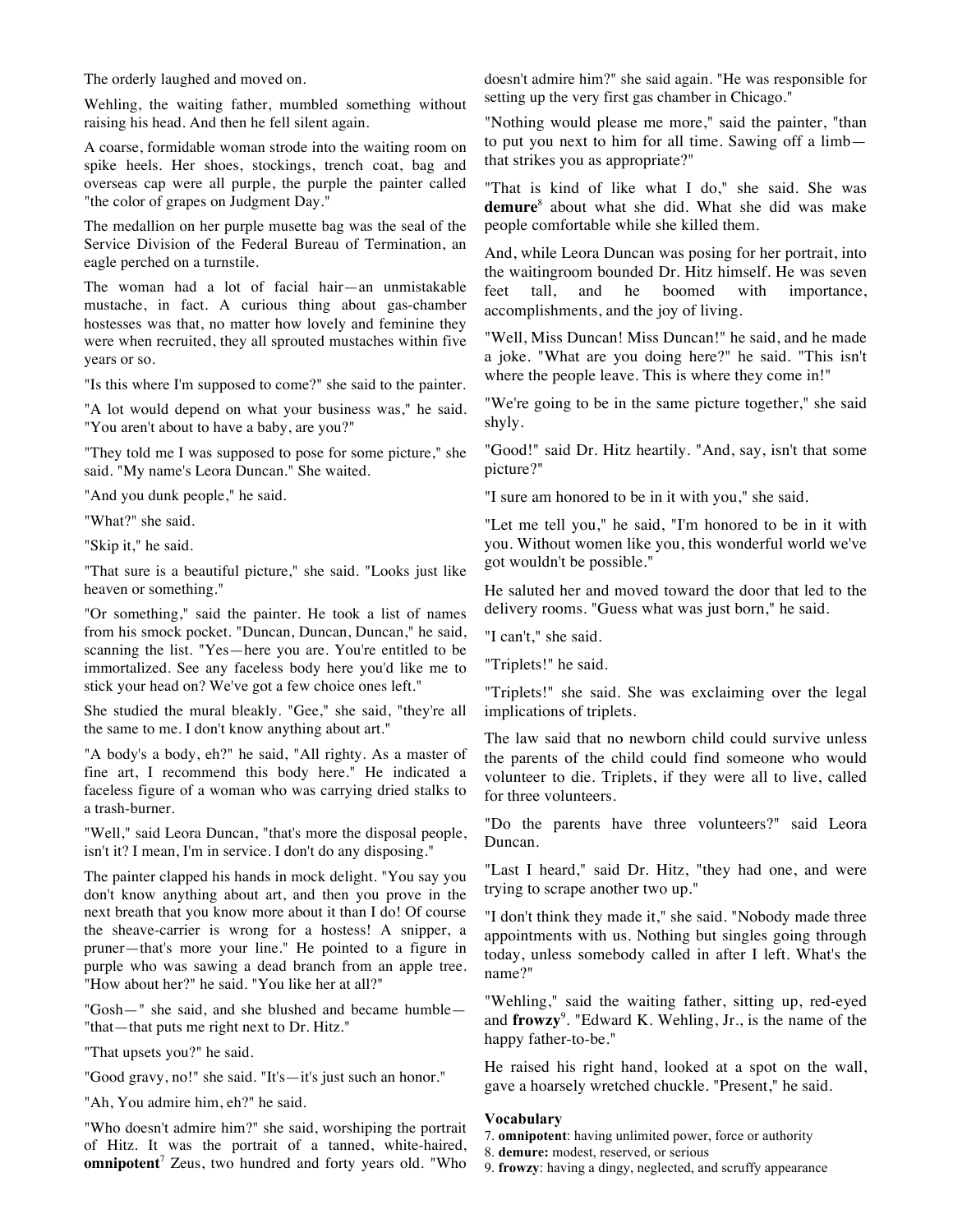The orderly laughed and moved on.

Wehling, the waiting father, mumbled something without raising his head. And then he fell silent again.

A coarse, formidable woman strode into the waiting room on spike heels. Her shoes, stockings, trench coat, bag and overseas cap were all purple, the purple the painter called "the color of grapes on Judgment Day."

The medallion on her purple musette bag was the seal of the Service Division of the Federal Bureau of Termination, an eagle perched on a turnstile.

The woman had a lot of facial hair—an unmistakable mustache, in fact. A curious thing about gas-chamber hostesses was that, no matter how lovely and feminine they were when recruited, they all sprouted mustaches within five years or so.

"Is this where I'm supposed to come?" she said to the painter.

"A lot would depend on what your business was," he said. "You aren't about to have a baby, are you?"

"They told me I was supposed to pose for some picture," she said. "My name's Leora Duncan." She waited.

"And you dunk people," he said.

"What?" she said.

"Skip it," he said.

"That sure is a beautiful picture," she said. "Looks just like heaven or something."

"Or something," said the painter. He took a list of names from his smock pocket. "Duncan, Duncan, Duncan," he said, scanning the list. "Yes—here you are. You're entitled to be immortalized. See any faceless body here you'd like me to stick your head on? We've got a few choice ones left."

She studied the mural bleakly. "Gee," she said, "they're all the same to me. I don't know anything about art."

"A body's a body, eh?" he said, "All righty. As a master of fine art, I recommend this body here." He indicated a faceless figure of a woman who was carrying dried stalks to a trash-burner.

"Well," said Leora Duncan, "that's more the disposal people, isn't it? I mean, I'm in service. I don't do any disposing."

The painter clapped his hands in mock delight. "You say you don't know anything about art, and then you prove in the next breath that you know more about it than I do! Of course the sheave-carrier is wrong for a hostess! A snipper, a pruner—that's more your line." He pointed to a figure in purple who was sawing a dead branch from an apple tree. "How about her?" he said. "You like her at all?"

"Gosh—" she said, and she blushed and became humble—"that—that puts me right next to Dr. Hitz."

"That upsets you?" he said.

"Good gravy, no!" she said. "It's—it's just such an honor."

"Ah, You admire him, eh?" he said.

"Who doesn't admire him?" she said, worshiping the portrait of Hitz. It was the portrait of a tanned, white-haired, **omnipotent**[7] Zeus, two hundred and forty years old. "Who doesn't admire him?" she said again. "He was responsible for setting up the very first gas chamber in Chicago."

"Nothing would please me more," said the painter, "than to put you next to him for all time. Sawing off a limb—that strikes you as appropriate?"

"That is kind of like what I do," she said. She was **demure**[8] about what she did. What she did was make people comfortable while she killed them.

And, while Leora Duncan was posing for her portrait, into the waitingroom bounded Dr. Hitz himself. He was seven feet tall, and he boomed with importance, accomplishments, and the joy of living.

"Well, Miss Duncan! Miss Duncan!" he said, and he made a joke. "What are you doing here?" he said. "This isn't where the people leave. This is where they come in!"

"We're going to be in the same picture together," she said shyly.

"Good!" said Dr. Hitz heartily. "And, say, isn't that some picture?"

"I sure am honored to be in it with you," she said.

"Let me tell you," he said, "I'm honored to be in it with you. Without women like you, this wonderful world we've got wouldn't be possible."

He saluted her and moved toward the door that led to the delivery rooms. "Guess what was just born," he said.

"I can't," she said.

"Triplets!" he said.

"Triplets!" she said. She was exclaiming over the legal implications of triplets.

The law said that no newborn child could survive unless the parents of the child could find someone who would volunteer to die. Triplets, if they were all to live, called for three volunteers.

"Do the parents have three volunteers?" said Leora Duncan.

"Last I heard," said Dr. Hitz, "they had one, and were trying to scrape another two up."

"I don't think they made it," she said. "Nobody made three appointments with us. Nothing but singles going through today, unless somebody called in after I left. What's the name?"

"Wehling," said the waiting father, sitting up, red-eyed and **frowzy**[9]. "Edward K. Wehling, Jr., is the name of the happy father-to-be."

He raised his right hand, looked at a spot on the wall, gave a hoarsely wretched chuckle. "Present," he said.

**Vocabulary**

7. **omnipotent**: having unlimited power, force or authority
8. **demure:** modest, reserved, or serious
9. **frowzy**: having a dingy, neglected, and scruffy appearance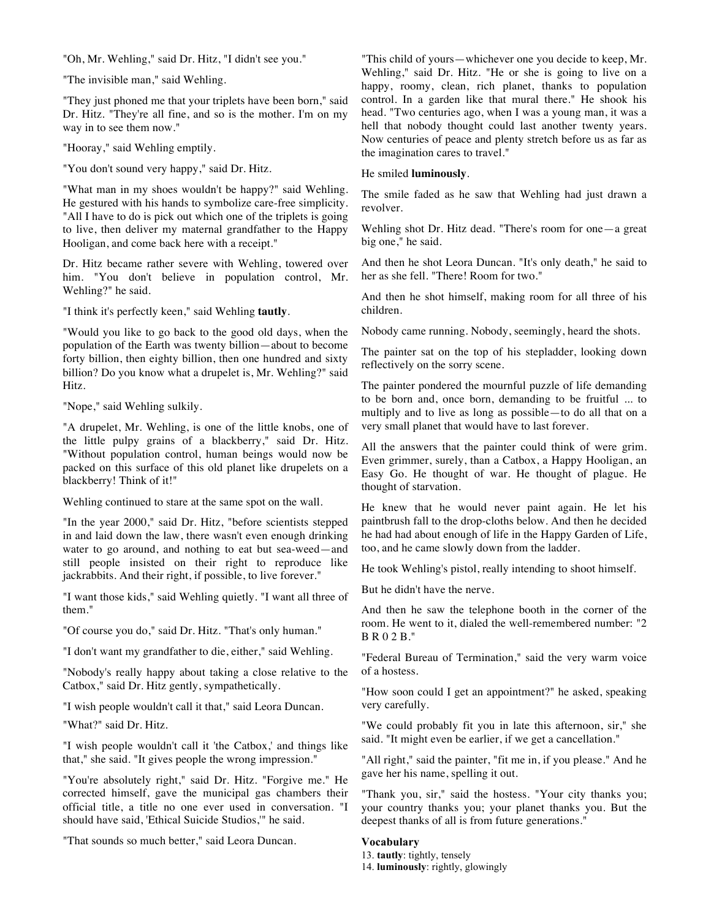"Oh, Mr. Wehling," said Dr. Hitz, "I didn't see you."

"The invisible man," said Wehling.

"They just phoned me that your triplets have been born," said Dr. Hitz. "They're all fine, and so is the mother. I'm on my way in to see them now."

"Hooray," said Wehling emptily.

"You don't sound very happy," said Dr. Hitz.

"What man in my shoes wouldn't be happy?" said Wehling. He gestured with his hands to symbolize care-free simplicity. "All I have to do is pick out which one of the triplets is going to live, then deliver my maternal grandfather to the Happy Hooligan, and come back here with a receipt."

Dr. Hitz became rather severe with Wehling, towered over him. "You don't believe in population control, Mr. Wehling?" he said.

"I think it's perfectly keen," said Wehling **tautly**.

"Would you like to go back to the good old days, when the population of the Earth was twenty billion—about to become forty billion, then eighty billion, then one hundred and sixty billion? Do you know what a drupelet is, Mr. Wehling?" said Hitz.

"Nope," said Wehling sulkily.

"A drupelet, Mr. Wehling, is one of the little knobs, one of the little pulpy grains of a blackberry," said Dr. Hitz. "Without population control, human beings would now be packed on this surface of this old planet like drupelets on a blackberry! Think of it!"

Wehling continued to stare at the same spot on the wall.

"In the year 2000," said Dr. Hitz, "before scientists stepped in and laid down the law, there wasn't even enough drinking water to go around, and nothing to eat but sea-weed—and still people insisted on their right to reproduce like jackrabbits. And their right, if possible, to live forever."

"I want those kids," said Wehling quietly. "I want all three of them."

"Of course you do," said Dr. Hitz. "That's only human."

"I don't want my grandfather to die, either," said Wehling.

"Nobody's really happy about taking a close relative to the Catbox," said Dr. Hitz gently, sympathetically.

"I wish people wouldn't call it that," said Leora Duncan.

"What?" said Dr. Hitz.

"I wish people wouldn't call it 'the Catbox,' and things like that," she said. "It gives people the wrong impression."

"You're absolutely right," said Dr. Hitz. "Forgive me." He corrected himself, gave the municipal gas chambers their official title, a title no one ever used in conversation. "I should have said, 'Ethical Suicide Studios,'" he said.

"That sounds so much better," said Leora Duncan.

"This child of yours—whichever one you decide to keep, Mr. Wehling," said Dr. Hitz. "He or she is going to live on a happy, roomy, clean, rich planet, thanks to population control. In a garden like that mural there." He shook his head. "Two centuries ago, when I was a young man, it was a hell that nobody thought could last another twenty years. Now centuries of peace and plenty stretch before us as far as the imagination cares to travel."

He smiled **luminously**.

The smile faded as he saw that Wehling had just drawn a revolver.

Wehling shot Dr. Hitz dead. "There's room for one—a great big one," he said.

And then he shot Leora Duncan. "It's only death," he said to her as she fell. "There! Room for two."

And then he shot himself, making room for all three of his children.

Nobody came running. Nobody, seemingly, heard the shots.

The painter sat on the top of his stepladder, looking down reflectively on the sorry scene.

The painter pondered the mournful puzzle of life demanding to be born and, once born, demanding to be fruitful ... to multiply and to live as long as possible—to do all that on a very small planet that would have to last forever.

All the answers that the painter could think of were grim. Even grimmer, surely, than a Catbox, a Happy Hooligan, an Easy Go. He thought of war. He thought of plague. He thought of starvation.

He knew that he would never paint again. He let his paintbrush fall to the drop-cloths below. And then he decided he had had about enough of life in the Happy Garden of Life, too, and he came slowly down from the ladder.

He took Wehling's pistol, really intending to shoot himself.

But he didn't have the nerve.

And then he saw the telephone booth in the corner of the room. He went to it, dialed the well-remembered number: "2 B R 0 2 B."

"Federal Bureau of Termination," said the very warm voice of a hostess.

"How soon could I get an appointment?" he asked, speaking very carefully.

"We could probably fit you in late this afternoon, sir," she said. "It might even be earlier, if we get a cancellation."

"All right," said the painter, "fit me in, if you please." And he gave her his name, spelling it out.

"Thank you, sir," said the hostess. "Your city thanks you; your country thanks you; your planet thanks you. But the deepest thanks of all is from future generations."

**Vocabulary**

13. **tautly**: tightly, tensely
14. **luminously**: rightly, glowingly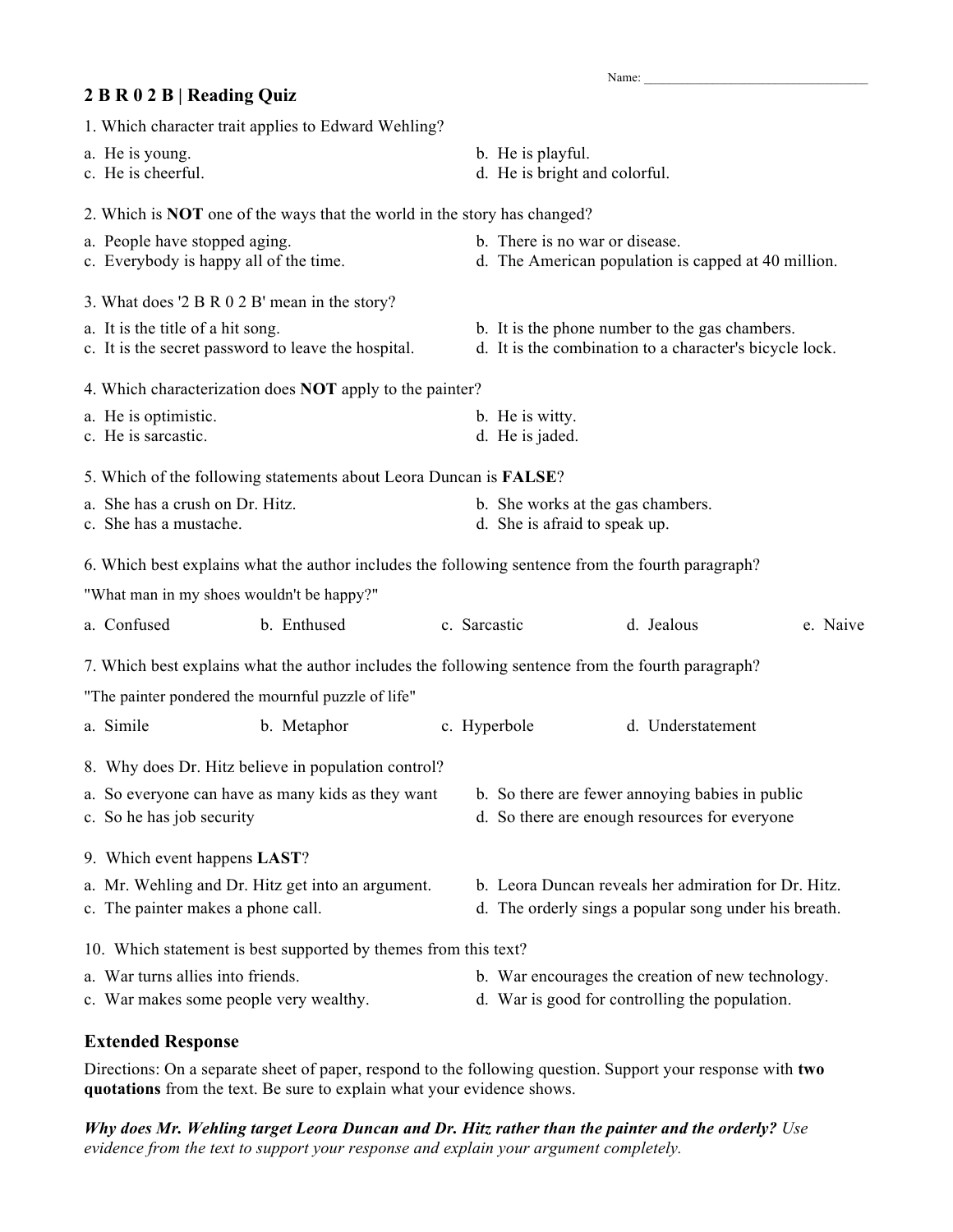Name: ___________________________________

## 2 B R 0 2 B | Reading Quiz

1. Which character trait applies to Edward Wehling?

a. He is young.
b. He is playful.
c. He is cheerful.
d. He is bright and colorful.

2. Which is **NOT** one of the ways that the world in the story has changed?

a. People have stopped aging.
b. There is no war or disease.
c. Everybody is happy all of the time.
d. The American population is capped at 40 million.

3. What does '2 B R 0 2 B' mean in the story?

a. It is the title of a hit song.
b. It is the phone number to the gas chambers.
c. It is the secret password to leave the hospital.
d. It is the combination to a character's bicycle lock.

4. Which characterization does **NOT** apply to the painter?

a. He is optimistic.
b. He is witty.
c. He is sarcastic.
d. He is jaded.

5. Which of the following statements about Leora Duncan is **FALSE**?

a. She has a crush on Dr. Hitz.
b. She works at the gas chambers.
c. She has a mustache.
d. She is afraid to speak up.

6. Which best explains what the author includes the following sentence from the fourth paragraph?

"What man in my shoes wouldn't be happy?"

a. Confused
b. Enthused
c. Sarcastic
d. Jealous
e. Naive

7. Which best explains what the author includes the following sentence from the fourth paragraph?

"The painter pondered the mournful puzzle of life"

a. Simile
b. Metaphor
c. Hyperbole
d. Understatement

8. Why does Dr. Hitz believe in population control?

a. So everyone can have as many kids as they want
b. So there are fewer annoying babies in public
c. So he has job security
d. So there are enough resources for everyone

9. Which event happens **LAST**?

a. Mr. Wehling and Dr. Hitz get into an argument.
b. Leora Duncan reveals her admiration for Dr. Hitz.
c. The painter makes a phone call.
d. The orderly sings a popular song under his breath.

10. Which statement is best supported by themes from this text?

a. War turns allies into friends.
b. War encourages the creation of new technology.
c. War makes some people very wealthy.
d. War is good for controlling the population.

### Extended Response

Directions: On a separate sheet of paper, respond to the following question. Support your response with **two quotations** from the text. Be sure to explain what your evidence shows.

***Why does Mr. Wehling target Leora Duncan and Dr. Hitz rather than the painter and the orderly?*** *Use evidence from the text to support your response and explain your argument completely.*